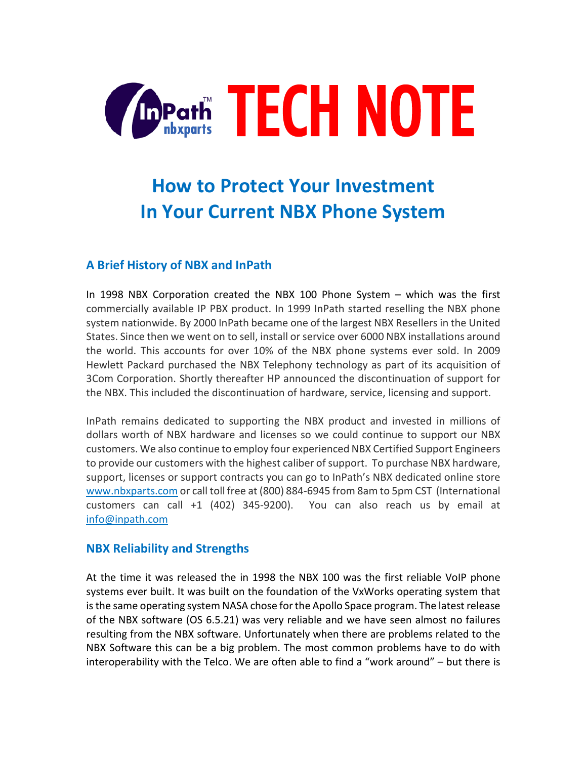# InPath nbxparts TECH NOTE

## How to Protect Your Investment In Your Current NBX Phone System

### A Brief History of NBX and InPath

In 1998 NBX Corporation created the NBX 100 Phone System – which was the first commercially available IP PBX product. In 1999 InPath started reselling the NBX phone system nationwide. By 2000 InPath became one of the largest NBX Resellers in the United States. Since then we went on to sell, install or service over 6000 NBX installations around the world. This accounts for over 10% of the NBX phone systems ever sold. In 2009 Hewlett Packard purchased the NBX Telephony technology as part of its acquisition of 3Com Corporation. Shortly thereafter HP announced the discontinuation of support for the NBX. This included the discontinuation of hardware, service, licensing and support.

InPath remains dedicated to supporting the NBX product and invested in millions of dollars worth of NBX hardware and licenses so we could continue to support our NBX customers. We also continue to employ four experienced NBX Certified Support Engineers to provide our customers with the highest caliber of support. To purchase NBX hardware, support, licenses or support contracts you can go to InPath's NBX dedicated online store [www.nbxparts.com](http://www.nbxparts.com) or call toll free at (800) 884-6945 from 8am to 5pm CST (International customers can call +1 (402) 345-9200). You can also reach us by email at [info@inpath.com](mailto:info@inpath.com)

### NBX Reliability and Strengths

At the time it was released the in 1998 the NBX 100 was the first reliable VoIP phone systems ever built. It was built on the foundation of the VxWorks operating system that is the same operating system NASA chose for the Apollo Space program. The latest release of the NBX software (OS 6.5.21) was very reliable and we have seen almost no failures resulting from the NBX software. Unfortunately when there are problems related to the NBX Software this can be a big problem. The most common problems have to do with interoperability with the Telco. We are often able to find a "work around" – but there is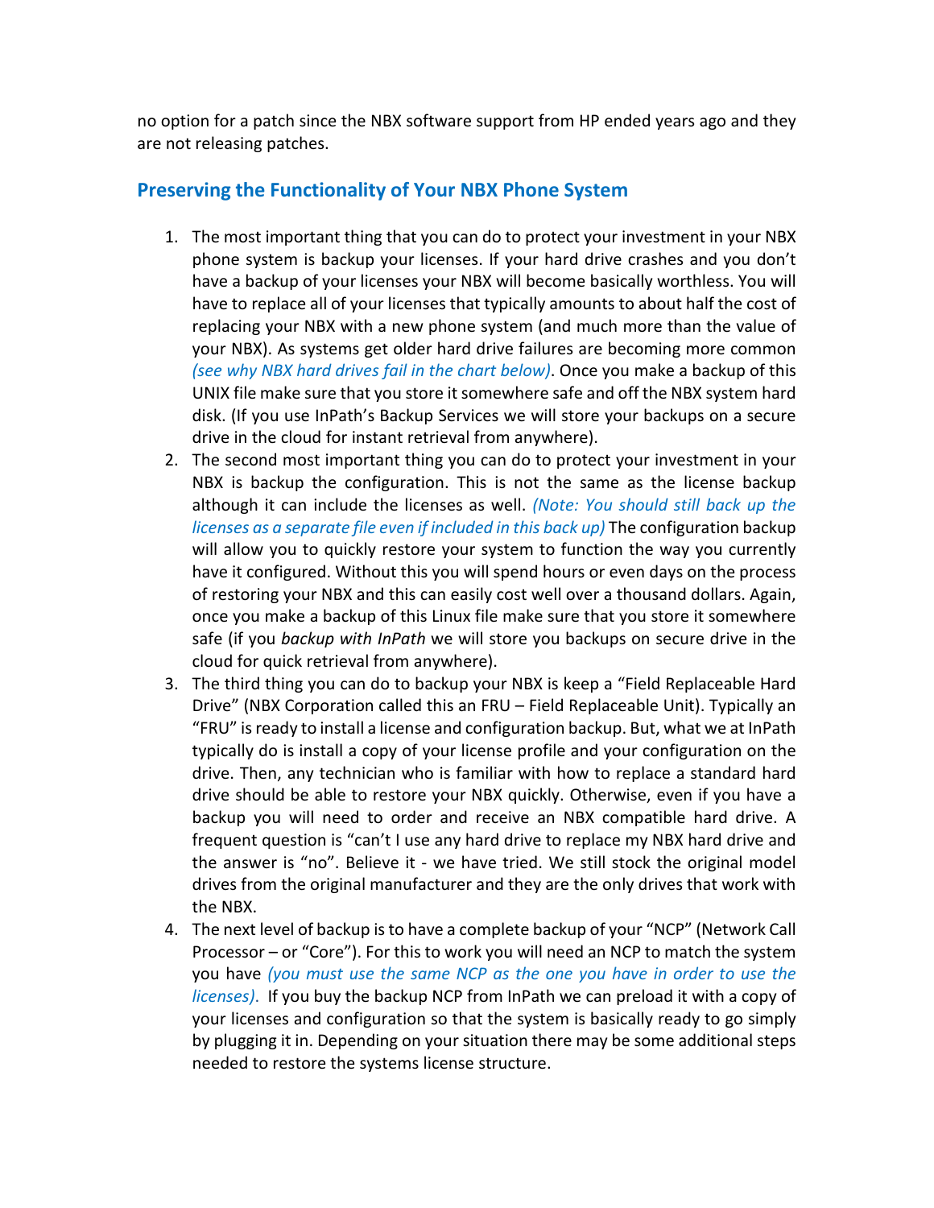no option for a patch since the NBX software support from HP ended years ago and they are not releasing patches.

## Preserving the Functionality of Your NBX Phone System

1. The most important thing that you can do to protect your investment in your NBX phone system is backup your licenses. If your hard drive crashes and you don't have a backup of your licenses your NBX will become basically worthless. You will have to replace all of your licenses that typically amounts to about half the cost of replacing your NBX with a new phone system (and much more than the value of your NBX). As systems get older hard drive failures are becoming more common *(see why NBX hard drives fail in the chart below)*. Once you make a backup of this UNIX file make sure that you store it somewhere safe and off the NBX system hard disk. (If you use InPath's Backup Services we will store your backups on a secure drive in the cloud for instant retrieval from anywhere).
2. The second most important thing you can do to protect your investment in your NBX is backup the configuration. This is not the same as the license backup although it can include the licenses as well. *(Note: You should still back up the licenses as a separate file even if included in this back up)* The configuration backup will allow you to quickly restore your system to function the way you currently have it configured. Without this you will spend hours or even days on the process of restoring your NBX and this can easily cost well over a thousand dollars. Again, once you make a backup of this Linux file make sure that you store it somewhere safe (if you *backup with InPath* we will store you backups on secure drive in the cloud for quick retrieval from anywhere).
3. The third thing you can do to backup your NBX is keep a "Field Replaceable Hard Drive" (NBX Corporation called this an FRU – Field Replaceable Unit). Typically an "FRU" is ready to install a license and configuration backup. But, what we at InPath typically do is install a copy of your license profile and your configuration on the drive. Then, any technician who is familiar with how to replace a standard hard drive should be able to restore your NBX quickly. Otherwise, even if you have a backup you will need to order and receive an NBX compatible hard drive. A frequent question is "can't I use any hard drive to replace my NBX hard drive and the answer is "no". Believe it - we have tried. We still stock the original model drives from the original manufacturer and they are the only drives that work with the NBX.
4. The next level of backup is to have a complete backup of your "NCP" (Network Call Processor – or "Core"). For this to work you will need an NCP to match the system you have *(you must use the same NCP as the one you have in order to use the licenses)*. If you buy the backup NCP from InPath we can preload it with a copy of your licenses and configuration so that the system is basically ready to go simply by plugging it in. Depending on your situation there may be some additional steps needed to restore the systems license structure.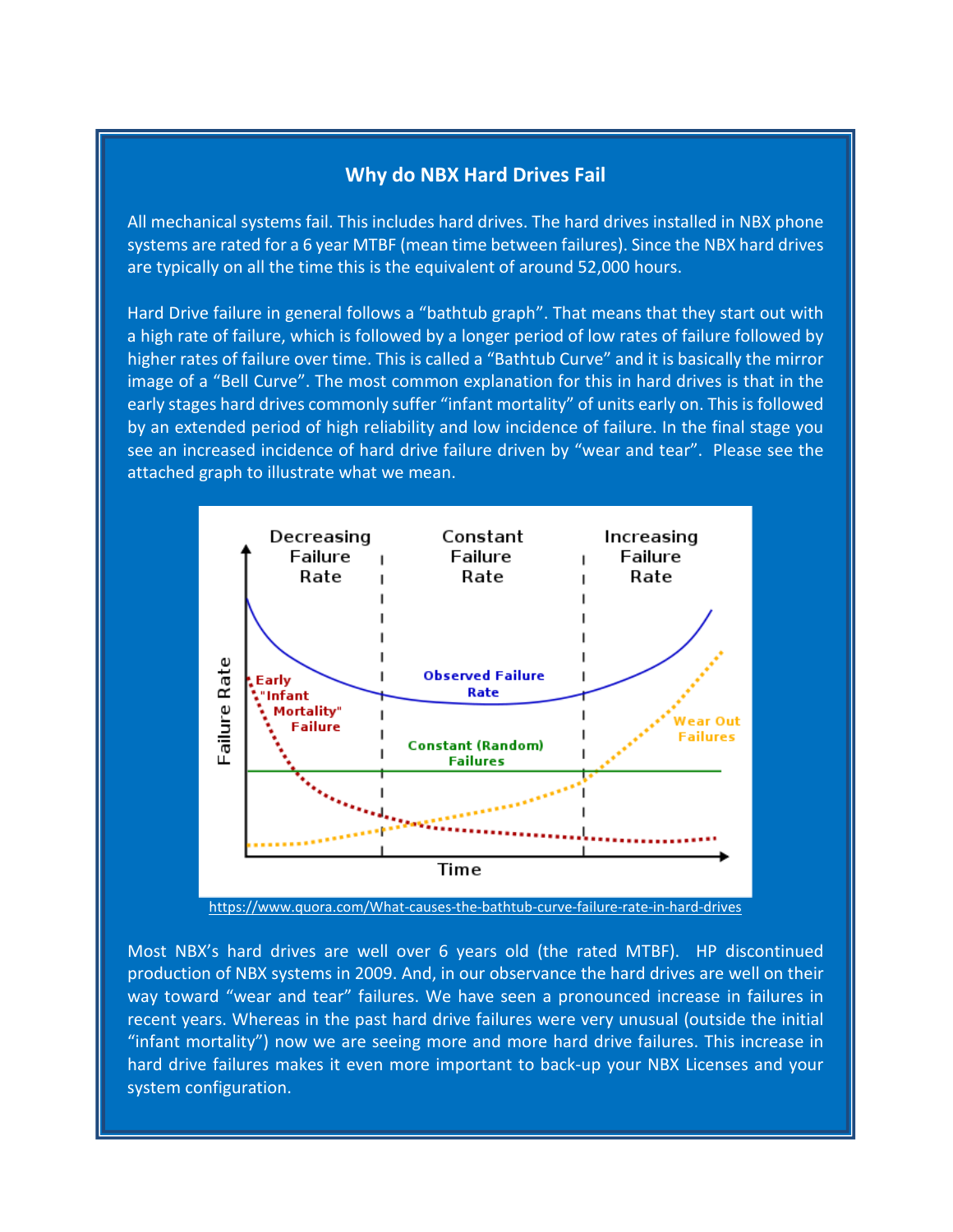## Why do NBX Hard Drives Fail

All mechanical systems fail. This includes hard drives. The hard drives installed in NBX phone systems are rated for a 6 year MTBF (mean time between failures). Since the NBX hard drives are typically on all the time this is the equivalent of around 52,000 hours.

Hard Drive failure in general follows a "bathtub graph". That means that they start out with a high rate of failure, which is followed by a longer period of low rates of failure followed by higher rates of failure over time. This is called a "Bathtub Curve" and it is basically the mirror image of a "Bell Curve". The most common explanation for this in hard drives is that in the early stages hard drives commonly suffer "infant mortality" of units early on. This is followed by an extended period of high reliability and low incidence of failure. In the final stage you see an increased incidence of hard drive failure driven by "wear and tear". Please see the attached graph to illustrate what we mean.

Decreasing Failure Rate | Constant Failure Rate | Increasing Failure Rate

Failure Rate — Time

Early "Infant Mortality" Failure · Observed Failure Rate · Constant (Random) Failures · Wear Out Failures

https://www.quora.com/What-causes-the-bathtub-curve-failure-rate-in-hard-drives

Most NBX's hard drives are well over 6 years old (the rated MTBF). HP discontinued production of NBX systems in 2009. And, in our observance the hard drives are well on their way toward "wear and tear" failures. We have seen a pronounced increase in failures in recent years. Whereas in the past hard drive failures were very unusual (outside the initial "infant mortality") now we are seeing more and more hard drive failures. This increase in hard drive failures makes it even more important to back-up your NBX Licenses and your system configuration.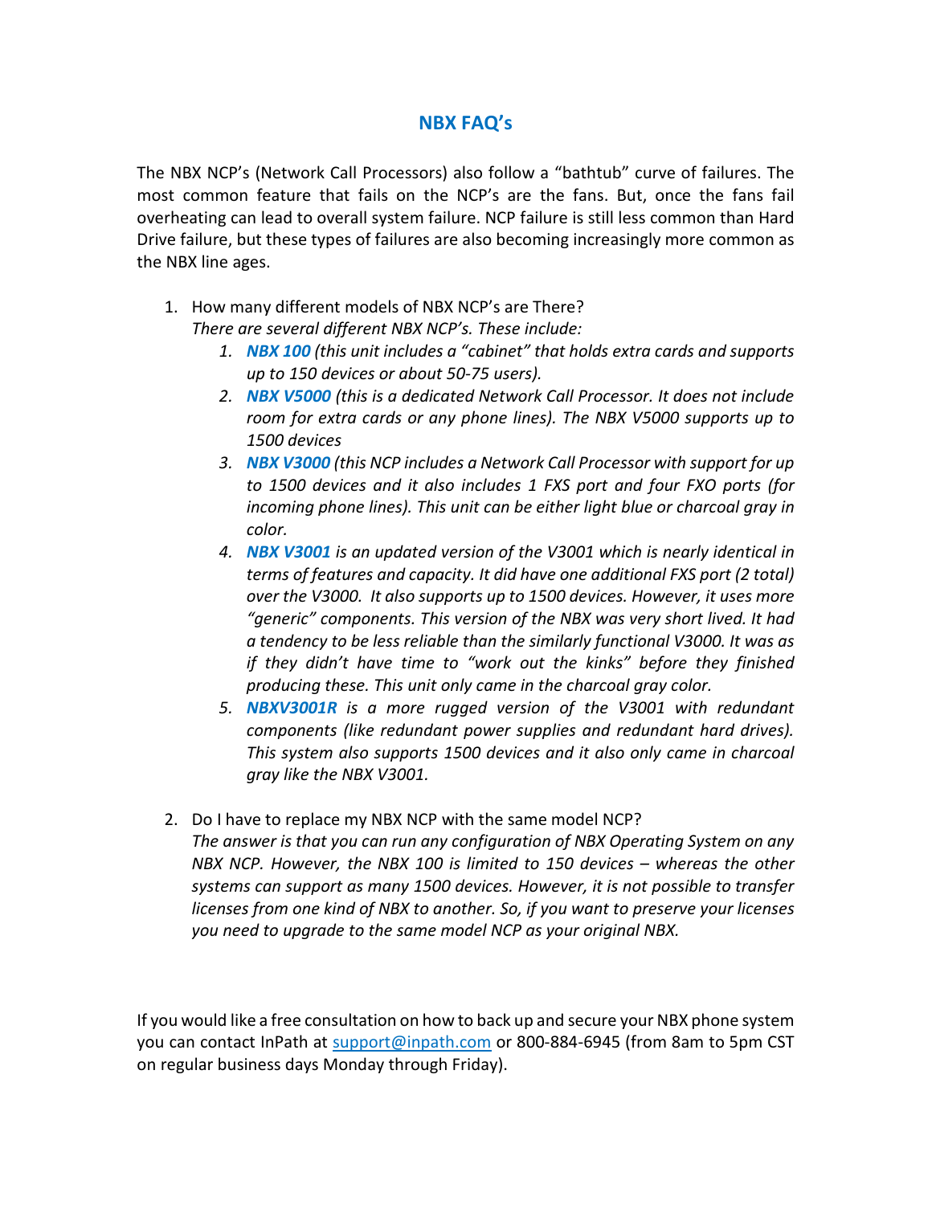## NBX FAQ's

The NBX NCP's (Network Call Processors) also follow a "bathtub" curve of failures. The most common feature that fails on the NCP's are the fans. But, once the fans fail overheating can lead to overall system failure. NCP failure is still less common than Hard Drive failure, but these types of failures are also becoming increasingly more common as the NBX line ages.

1. How many different models of NBX NCP's are There?
   *There are several different NBX NCP's. These include:*
   1. ***NBX 100*** *(this unit includes a "cabinet" that holds extra cards and supports up to 150 devices or about 50-75 users).*
   2. ***NBX V5000*** *(this is a dedicated Network Call Processor. It does not include room for extra cards or any phone lines). The NBX V5000 supports up to 1500 devices*
   3. ***NBX V3000*** *(this NCP includes a Network Call Processor with support for up to 1500 devices and it also includes 1 FXS port and four FXO ports (for incoming phone lines). This unit can be either light blue or charcoal gray in color.*
   4. ***NBX V3001*** *is an updated version of the V3001 which is nearly identical in terms of features and capacity. It did have one additional FXS port (2 total) over the V3000. It also supports up to 1500 devices. However, it uses more "generic" components. This version of the NBX was very short lived. It had a tendency to be less reliable than the similarly functional V3000. It was as if they didn't have time to "work out the kinks" before they finished producing these. This unit only came in the charcoal gray color.*
   5. ***NBXV3001R*** *is a more rugged version of the V3001 with redundant components (like redundant power supplies and redundant hard drives). This system also supports 1500 devices and it also only came in charcoal gray like the NBX V3001.*

2. Do I have to replace my NBX NCP with the same model NCP?
   *The answer is that you can run any configuration of NBX Operating System on any NBX NCP. However, the NBX 100 is limited to 150 devices – whereas the other systems can support as many 1500 devices. However, it is not possible to transfer licenses from one kind of NBX to another. So, if you want to preserve your licenses you need to upgrade to the same model NCP as your original NBX.*

If you would like a free consultation on how to back up and secure your NBX phone system you can contact InPath at support@inpath.com or 800-884-6945 (from 8am to 5pm CST on regular business days Monday through Friday).